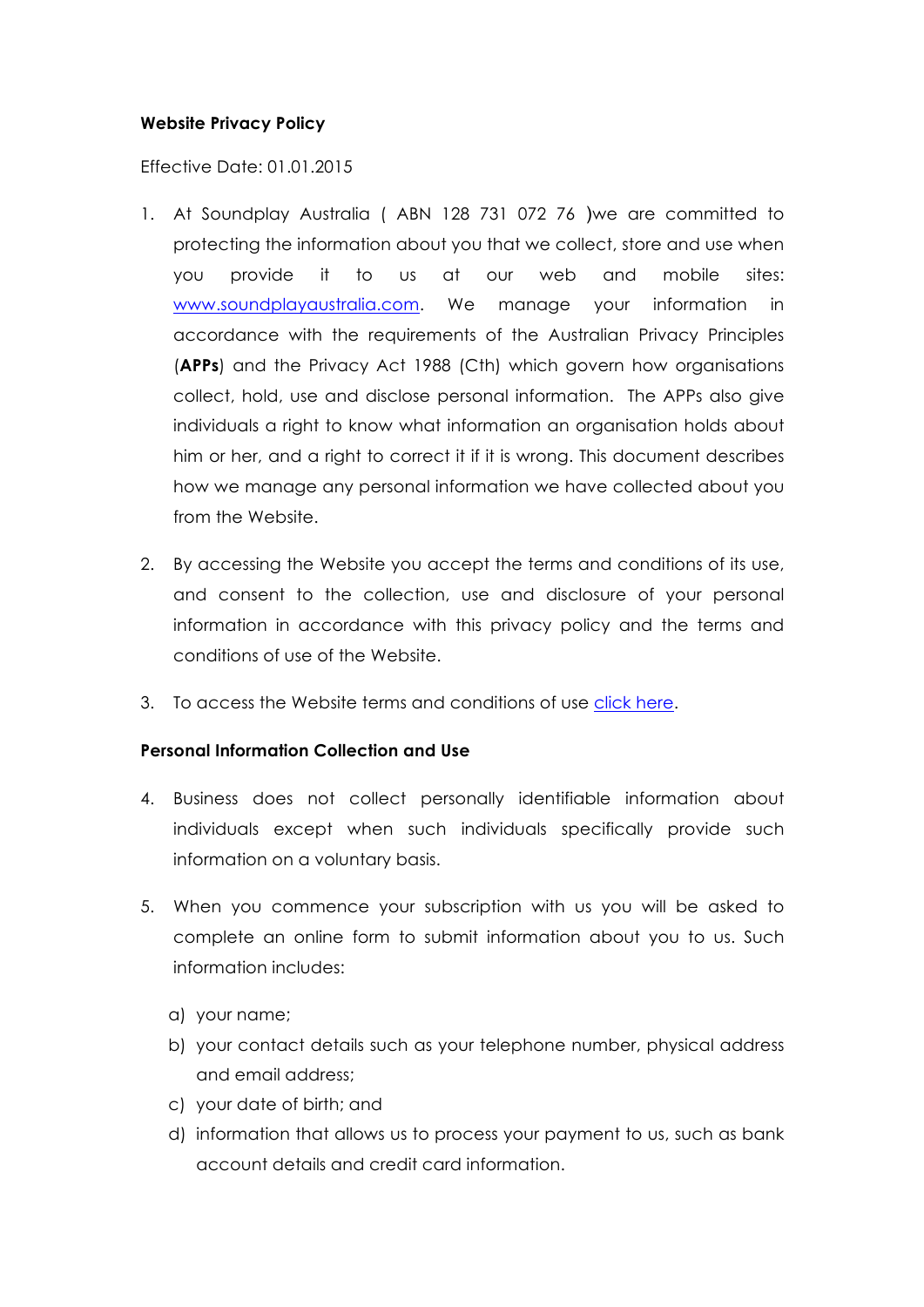**Website Privacy Policy**

Effective Date: 01.01.2015

1. At Soundplay Australia ( ABN 128 731 072 76 )we are committed to protecting the information about you that we collect, store and use when you provide it to us at our web and mobile sites: [www.soundplayaustralia.com](www.soundplayaustralia.com). We manage your information in accordance with the requirements of the Australian Privacy Principles (**APPs**) and the Privacy Act 1988 (Cth) which govern how organisations collect, hold, use and disclose personal information. The APPs also give individuals a right to know what information an organisation holds about him or her, and a right to correct it if it is wrong. This document describes how we manage any personal information we have collected about you from the Website.

2. By accessing the Website you accept the terms and conditions of its use, and consent to the collection, use and disclosure of your personal information in accordance with this privacy policy and the terms and conditions of use of the Website.

3. To access the Website terms and conditions of use click here.

**Personal Information Collection and Use**

4. Business does not collect personally identifiable information about individuals except when such individuals specifically provide such information on a voluntary basis.

5. When you commence your subscription with us you will be asked to complete an online form to submit information about you to us. Such information includes:

   a) your name;
   b) your contact details such as your telephone number, physical address and email address;
   c) your date of birth; and
   d) information that allows us to process your payment to us, such as bank account details and credit card information.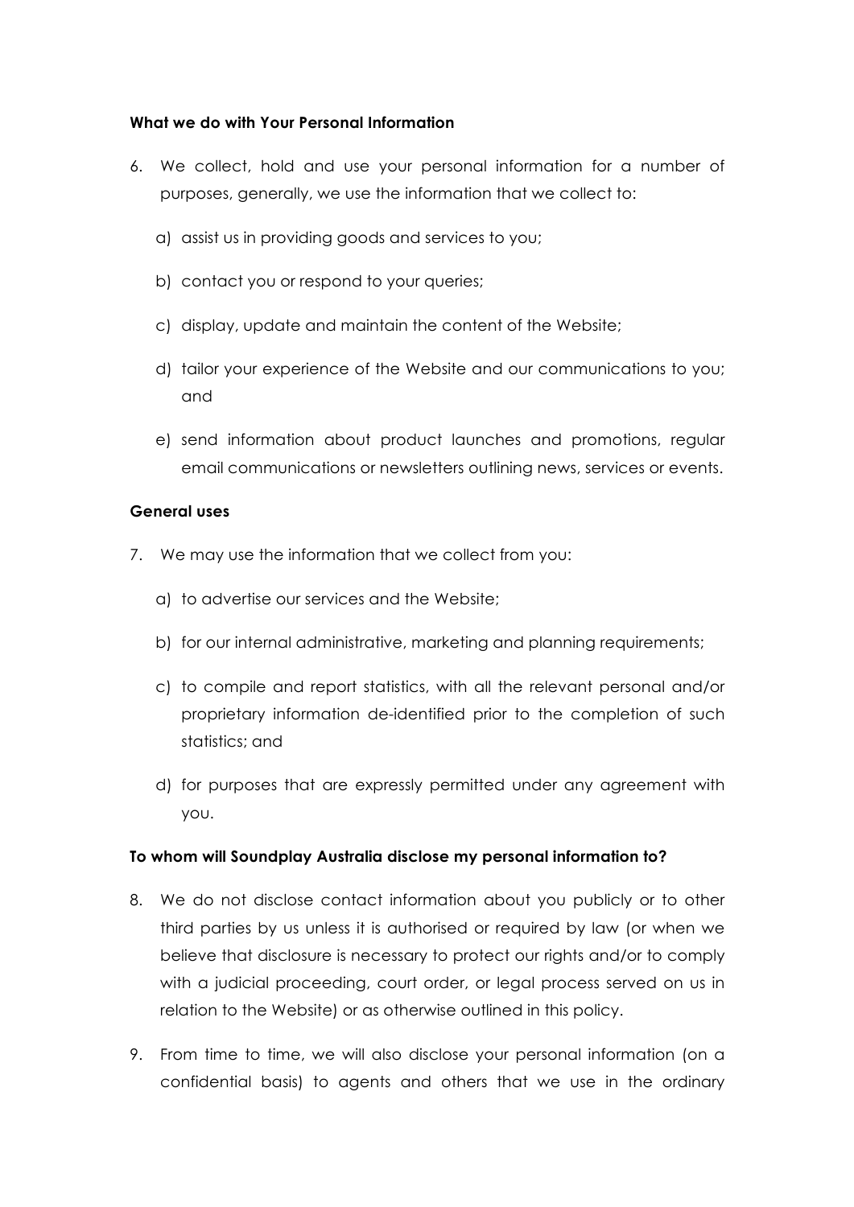**What we do with Your Personal Information**

6. We collect, hold and use your personal information for a number of purposes, generally, we use the information that we collect to:

   a) assist us in providing goods and services to you;

   b) contact you or respond to your queries;

   c) display, update and maintain the content of the Website;

   d) tailor your experience of the Website and our communications to you; and

   e) send information about product launches and promotions, regular email communications or newsletters outlining news, services or events.

**General uses**

7. We may use the information that we collect from you:

   a) to advertise our services and the Website;

   b) for our internal administrative, marketing and planning requirements;

   c) to compile and report statistics, with all the relevant personal and/or proprietary information de-identified prior to the completion of such statistics; and

   d) for purposes that are expressly permitted under any agreement with you.

**To whom will Soundplay Australia disclose my personal information to?**

8. We do not disclose contact information about you publicly or to other third parties by us unless it is authorised or required by law (or when we believe that disclosure is necessary to protect our rights and/or to comply with a judicial proceeding, court order, or legal process served on us in relation to the Website) or as otherwise outlined in this policy.

9. From time to time, we will also disclose your personal information (on a confidential basis) to agents and others that we use in the ordinary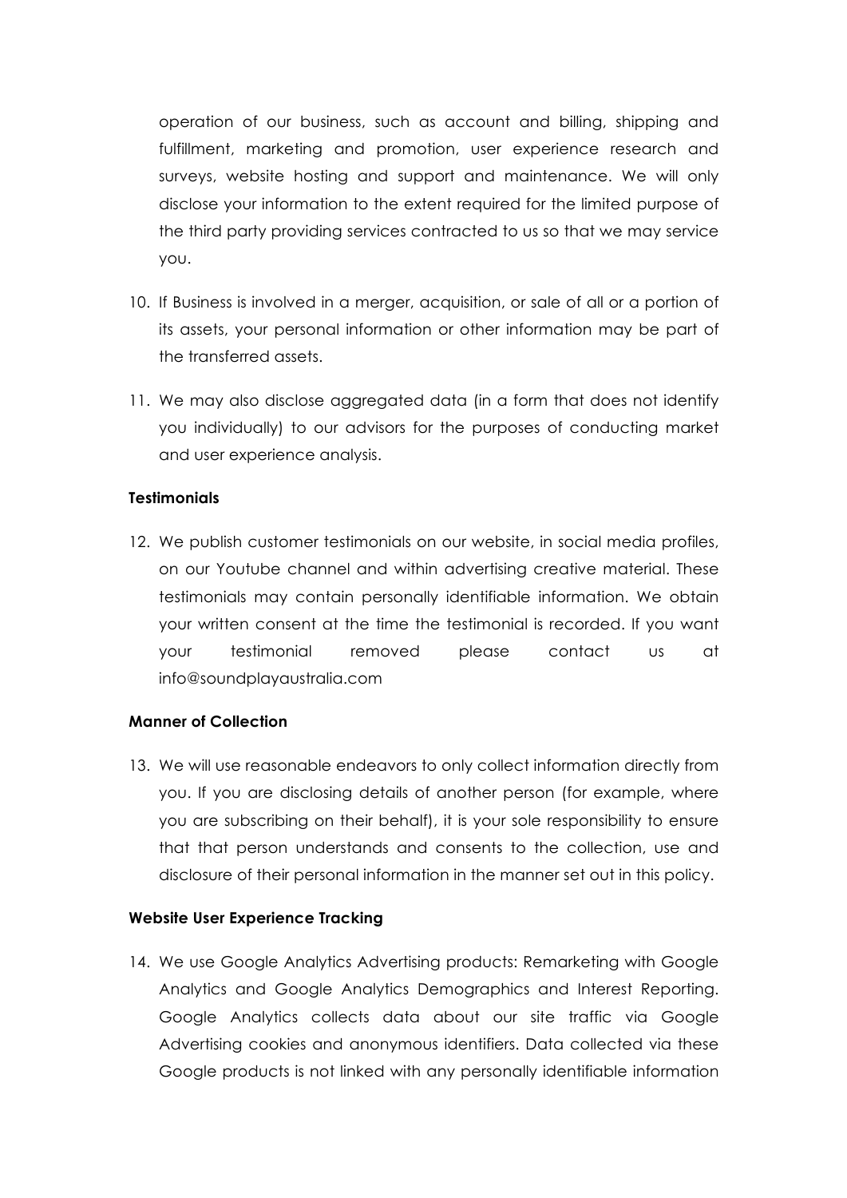operation of our business, such as account and billing, shipping and fulfillment, marketing and promotion, user experience research and surveys, website hosting and support and maintenance. We will only disclose your information to the extent required for the limited purpose of the third party providing services contracted to us so that we may service you.

10. If Business is involved in a merger, acquisition, or sale of all or a portion of its assets, your personal information or other information may be part of the transferred assets.

11. We may also disclose aggregated data (in a form that does not identify you individually) to our advisors for the purposes of conducting market and user experience analysis.

**Testimonials**

12. We publish customer testimonials on our website, in social media profiles, on our Youtube channel and within advertising creative material. These testimonials may contain personally identifiable information. We obtain your written consent at the time the testimonial is recorded. If you want your testimonial removed please contact us at info@soundplayaustralia.com

**Manner of Collection**

13. We will use reasonable endeavors to only collect information directly from you. If you are disclosing details of another person (for example, where you are subscribing on their behalf), it is your sole responsibility to ensure that that person understands and consents to the collection, use and disclosure of their personal information in the manner set out in this policy.

**Website User Experience Tracking**

14. We use Google Analytics Advertising products: Remarketing with Google Analytics and Google Analytics Demographics and Interest Reporting. Google Analytics collects data about our site traffic via Google Advertising cookies and anonymous identifiers. Data collected via these Google products is not linked with any personally identifiable information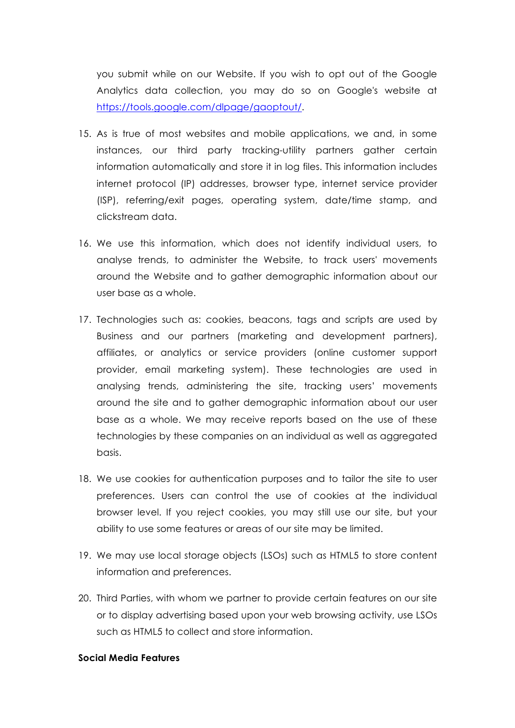you submit while on our Website. If you wish to opt out of the Google Analytics data collection, you may do so on Google's website at [https://tools.google.com/dlpage/gaoptout/](https://tools.google.com/dlpage/gaoptout/).

15. As is true of most websites and mobile applications, we and, in some instances, our third party tracking-utility partners gather certain information automatically and store it in log files. This information includes internet protocol (IP) addresses, browser type, internet service provider (ISP), referring/exit pages, operating system, date/time stamp, and clickstream data.

16. We use this information, which does not identify individual users, to analyse trends, to administer the Website, to track users' movements around the Website and to gather demographic information about our user base as a whole.

17. Technologies such as: cookies, beacons, tags and scripts are used by Business and our partners (marketing and development partners), affiliates, or analytics or service providers (online customer support provider, email marketing system). These technologies are used in analysing trends, administering the site, tracking users' movements around the site and to gather demographic information about our user base as a whole. We may receive reports based on the use of these technologies by these companies on an individual as well as aggregated basis.

18. We use cookies for authentication purposes and to tailor the site to user preferences. Users can control the use of cookies at the individual browser level. If you reject cookies, you may still use our site, but your ability to use some features or areas of our site may be limited.

19. We may use local storage objects (LSOs) such as HTML5 to store content information and preferences.

20. Third Parties, with whom we partner to provide certain features on our site or to display advertising based upon your web browsing activity, use LSOs such as HTML5 to collect and store information.

**Social Media Features**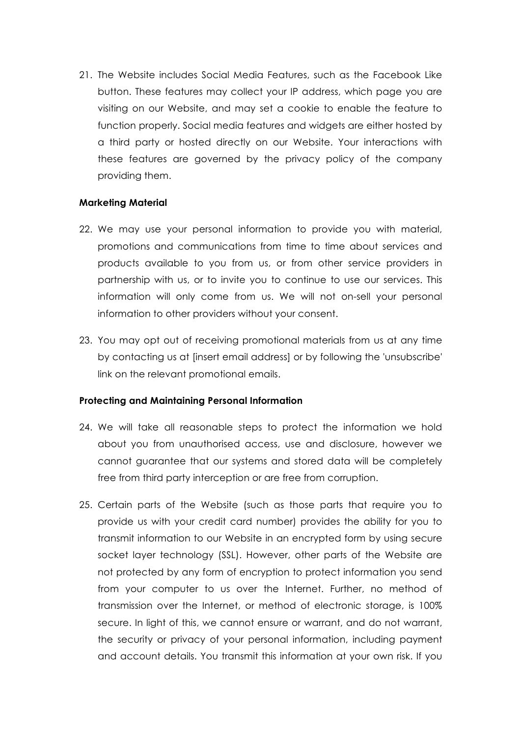21. The Website includes Social Media Features, such as the Facebook Like button. These features may collect your IP address, which page you are visiting on our Website, and may set a cookie to enable the feature to function properly. Social media features and widgets are either hosted by a third party or hosted directly on our Website. Your interactions with these features are governed by the privacy policy of the company providing them.

**Marketing Material**

22. We may use your personal information to provide you with material, promotions and communications from time to time about services and products available to you from us, or from other service providers in partnership with us, or to invite you to continue to use our services. This information will only come from us. We will not on-sell your personal information to other providers without your consent.

23. You may opt out of receiving promotional materials from us at any time by contacting us at [insert email address] or by following the 'unsubscribe' link on the relevant promotional emails.

**Protecting and Maintaining Personal Information**

24. We will take all reasonable steps to protect the information we hold about you from unauthorised access, use and disclosure, however we cannot guarantee that our systems and stored data will be completely free from third party interception or are free from corruption.

25. Certain parts of the Website (such as those parts that require you to provide us with your credit card number) provides the ability for you to transmit information to our Website in an encrypted form by using secure socket layer technology (SSL). However, other parts of the Website are not protected by any form of encryption to protect information you send from your computer to us over the Internet. Further, no method of transmission over the Internet, or method of electronic storage, is 100% secure. In light of this, we cannot ensure or warrant, and do not warrant, the security or privacy of your personal information, including payment and account details. You transmit this information at your own risk. If you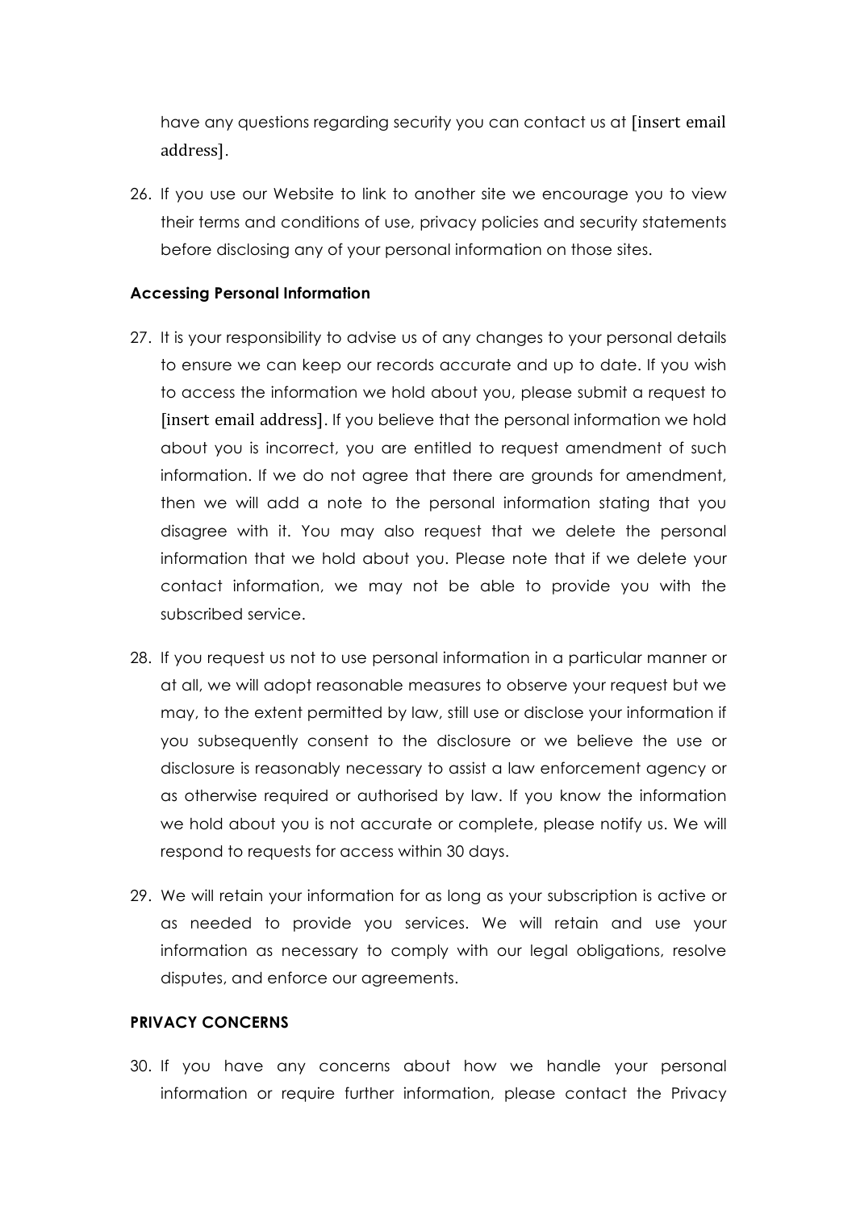have any questions regarding security you can contact us at [insert email address].

26. If you use our Website to link to another site we encourage you to view their terms and conditions of use, privacy policies and security statements before disclosing any of your personal information on those sites.

**Accessing Personal Information**

27. It is your responsibility to advise us of any changes to your personal details to ensure we can keep our records accurate and up to date. If you wish to access the information we hold about you, please submit a request to [insert email address]. If you believe that the personal information we hold about you is incorrect, you are entitled to request amendment of such information. If we do not agree that there are grounds for amendment, then we will add a note to the personal information stating that you disagree with it. You may also request that we delete the personal information that we hold about you. Please note that if we delete your contact information, we may not be able to provide you with the subscribed service.

28. If you request us not to use personal information in a particular manner or at all, we will adopt reasonable measures to observe your request but we may, to the extent permitted by law, still use or disclose your information if you subsequently consent to the disclosure or we believe the use or disclosure is reasonably necessary to assist a law enforcement agency or as otherwise required or authorised by law. If you know the information we hold about you is not accurate or complete, please notify us. We will respond to requests for access within 30 days.

29. We will retain your information for as long as your subscription is active or as needed to provide you services. We will retain and use your information as necessary to comply with our legal obligations, resolve disputes, and enforce our agreements.

**PRIVACY CONCERNS**

30. If you have any concerns about how we handle your personal information or require further information, please contact the Privacy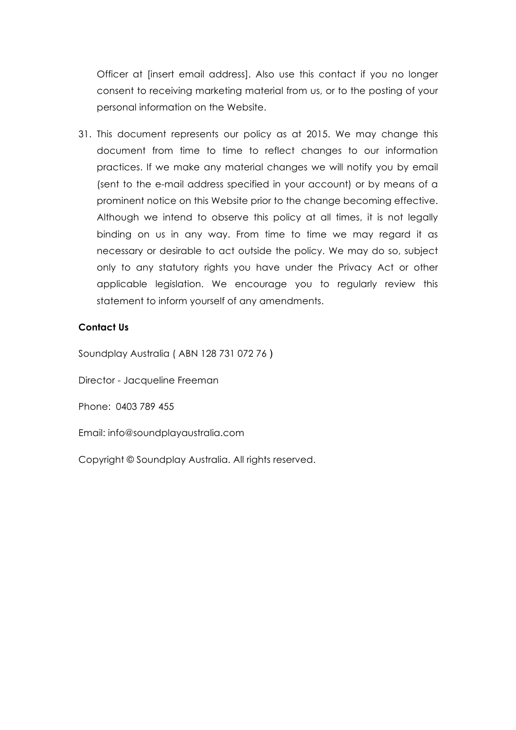Officer at [insert email address]. Also use this contact if you no longer consent to receiving marketing material from us, or to the posting of your personal information on the Website.

31. This document represents our policy as at 2015. We may change this document from time to time to reflect changes to our information practices. If we make any material changes we will notify you by email (sent to the e-mail address specified in your account) or by means of a prominent notice on this Website prior to the change becoming effective. Although we intend to observe this policy at all times, it is not legally binding on us in any way. From time to time we may regard it as necessary or desirable to act outside the policy. We may do so, subject only to any statutory rights you have under the Privacy Act or other applicable legislation. We encourage you to regularly review this statement to inform yourself of any amendments.

**Contact Us**

Soundplay Australia ( ABN 128 731 072 76 )

Director - Jacqueline Freeman

Phone: 0403 789 455

Email: info@soundplayaustralia.com

Copyright © Soundplay Australia. All rights reserved.